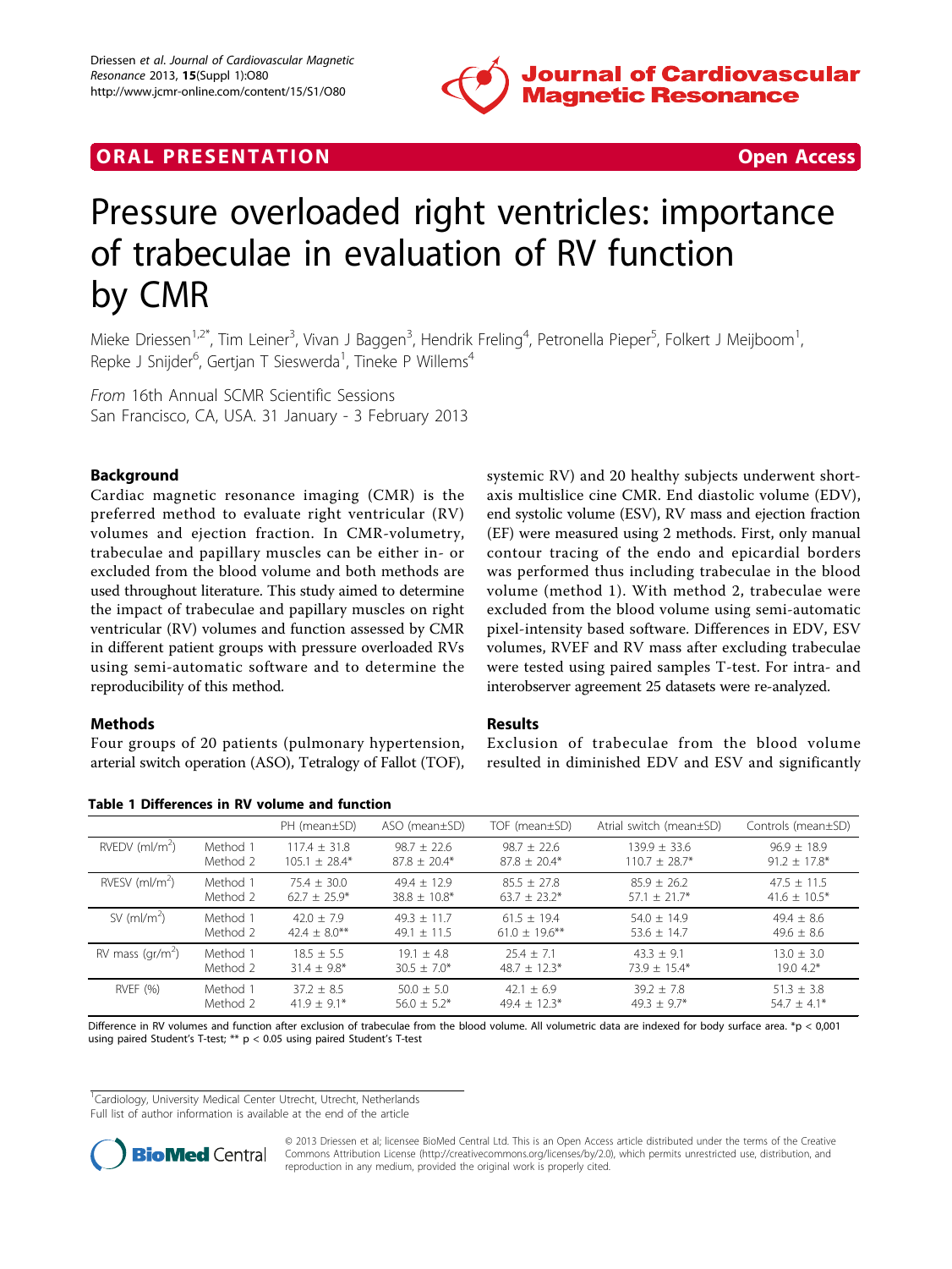ORAL PRESENTATION — Open Access

# Pressure overloaded right ventricles: importance of trabeculae in evaluation of RV function by CMR

Mieke Driessen[1,2*], Tim Leiner[3], Vivan J Baggen[3], Hendrik Freling[4], Petronella Pieper[5], Folkert J Meijboom[1], Repke J Snijder[6], Gertjan T Sieswerda[1], Tineke P Willems[4]

*From* 16th Annual SCMR Scientific Sessions
San Francisco, CA, USA. 31 January - 3 February 2013

## Background

Cardiac magnetic resonance imaging (CMR) is the preferred method to evaluate right ventricular (RV) volumes and ejection fraction. In CMR-volumetry, trabeculae and papillary muscles can be either in- or excluded from the blood volume and both methods are used throughout literature. This study aimed to determine the impact of trabeculae and papillary muscles on right ventricular (RV) volumes and function assessed by CMR in different patient groups with pressure overloaded RVs using semi-automatic software and to determine the reproducibility of this method.

## Methods

Four groups of 20 patients (pulmonary hypertension, arterial switch operation (ASO), Tetralogy of Fallot (TOF), systemic RV) and 20 healthy subjects underwent short-axis multislice cine CMR. End diastolic volume (EDV), end systolic volume (ESV), RV mass and ejection fraction (EF) were measured using 2 methods. First, only manual contour tracing of the endo and epicardial borders was performed thus including trabeculae in the blood volume (method 1). With method 2, trabeculae were excluded from the blood volume using semi-automatic pixel-intensity based software. Differences in EDV, ESV volumes, RVEF and RV mass after excluding trabeculae were tested using paired samples T-test. For intra- and interobserver agreement 25 datasets were re-analyzed.

## Results

Exclusion of trabeculae from the blood volume resulted in diminished EDV and ESV and significantly

**Table 1 Differences in RV volume and function**

| | | PH (mean±SD) | ASO (mean±SD) | TOF (mean±SD) | Atrial switch (mean±SD) | Controls (mean±SD) |
|---|---|---|---|---|---|---|
| RVEDV (ml/m$^2$) | Method 1 | 117.4 ± 31.8 | 98.7 ± 22.6 | 98.7 ± 22.6 | 139.9 ± 33.6 | 96.9 ± 18.9 |
| | Method 2 | 105.1 ± 28.4* | 87.8 ± 20.4* | 87.8 ± 20.4* | 110.7 ± 28.7* | 91.2 ± 17.8* |
| RVESV (ml/m$^2$) | Method 1 | 75.4 ± 30.0 | 49.4 ± 12.9 | 85.5 ± 27.8 | 85.9 ± 26.2 | 47.5 ± 11.5 |
| | Method 2 | 62.7 ± 25.9* | 38.8 ± 10.8* | 63.7 ± 23.2* | 57.1 ± 21.7* | 41.6 ± 10.5* |
| SV (ml/m$^2$) | Method 1 | 42.0 ± 7.9 | 49.3 ± 11.7 | 61.5 ± 19.4 | 54.0 ± 14.9 | 49.4 ± 8.6 |
| | Method 2 | 42.4 ± 8.0** | 49.1 ± 11.5 | 61.0 ± 19.6** | 53.6 ± 14.7 | 49.6 ± 8.6 |
| RV mass (gr/m$^2$) | Method 1 | 18.5 ± 5.5 | 19.1 ± 4.8 | 25.4 ± 7.1 | 43.3 ± 9.1 | 13.0 ± 3.0 |
| | Method 2 | 31.4 ± 9.8* | 30.5 ± 7.0* | 48.7 ± 12.3* | 73.9 ± 15.4* | 19.0 4.2* |
| RVEF (%) | Method 1 | 37.2 ± 8.5 | 50.0 ± 5.0 | 42.1 ± 6.9 | 39.2 ± 7.8 | 51.3 ± 3.8 |
| | Method 2 | 41.9 ± 9.1* | 56.0 ± 5.2* | 49.4 ± 12.3* | 49.3 ± 9.7* | 54.7 ± 4.1* |

Difference in RV volumes and function after exclusion of trabeculae from the blood volume. All volumetric data are indexed for body surface area. *$p < 0,001$ using paired Student's T-test; ** $p < 0.05$ using paired Student's T-test

[1]Cardiology, University Medical Center Utrecht, Utrecht, Netherlands
Full list of author information is available at the end of the article

© 2013 Driessen et al; licensee BioMed Central Ltd. This is an Open Access article distributed under the terms of the Creative Commons Attribution License (http://creativecommons.org/licenses/by/2.0), which permits unrestricted use, distribution, and reproduction in any medium, provided the original work is properly cited.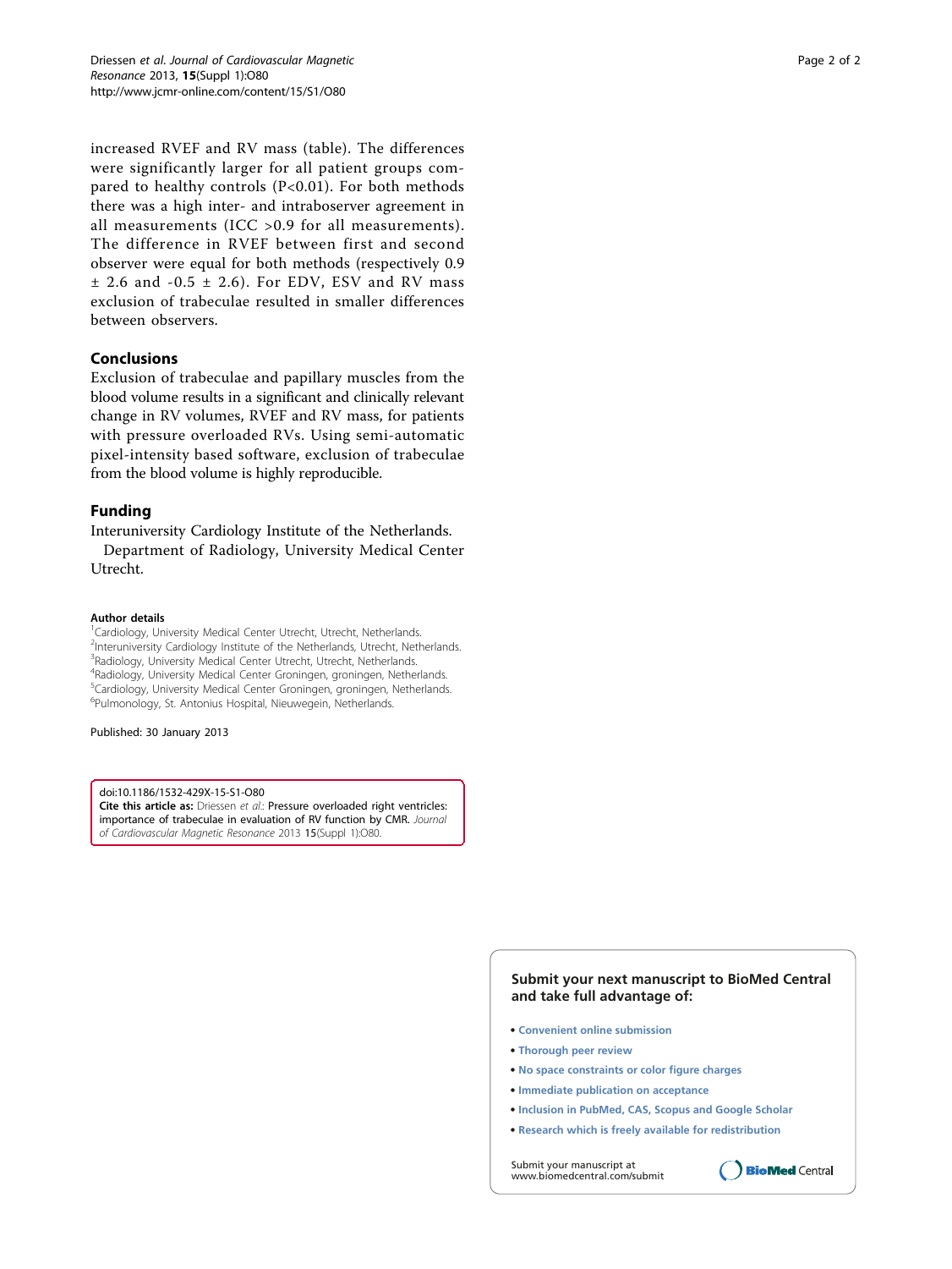increased RVEF and RV mass (table). The differences were significantly larger for all patient groups compared to healthy controls (P<0.01). For both methods there was a high inter- and intraboserver agreement in all measurements (ICC >0.9 for all measurements). The difference in RVEF between first and second observer were equal for both methods (respectively 0.9 ± 2.6 and -0.5 ± 2.6). For EDV, ESV and RV mass exclusion of trabeculae resulted in smaller differences between observers.

## Conclusions

Exclusion of trabeculae and papillary muscles from the blood volume results in a significant and clinically relevant change in RV volumes, RVEF and RV mass, for patients with pressure overloaded RVs. Using semi-automatic pixel-intensity based software, exclusion of trabeculae from the blood volume is highly reproducible.

## Funding

Interuniversity Cardiology Institute of the Netherlands.

Department of Radiology, University Medical Center Utrecht.

### Author details

[1]Cardiology, University Medical Center Utrecht, Utrecht, Netherlands.
[2]Interuniversity Cardiology Institute of the Netherlands, Utrecht, Netherlands.
[3]Radiology, University Medical Center Utrecht, Utrecht, Netherlands.
[4]Radiology, University Medical Center Groningen, groningen, Netherlands.
[5]Cardiology, University Medical Center Groningen, groningen, Netherlands.
[6]Pulmonology, St. Antonius Hospital, Nieuwegein, Netherlands.

Published: 30 January 2013

doi:10.1186/1532-429X-15-S1-O80
**Cite this article as:** Driessen *et al.*: Pressure overloaded right ventricles: importance of trabeculae in evaluation of RV function by CMR. *Journal of Cardiovascular Magnetic Resonance* 2013 **15**(Suppl 1):O80.

**Submit your next manuscript to BioMed Central and take full advantage of:**

- Convenient online submission
- Thorough peer review
- No space constraints or color figure charges
- Immediate publication on acceptance
- Inclusion in PubMed, CAS, Scopus and Google Scholar
- Research which is freely available for redistribution

Submit your manuscript at
www.biomedcentral.com/submit

BioMed Central